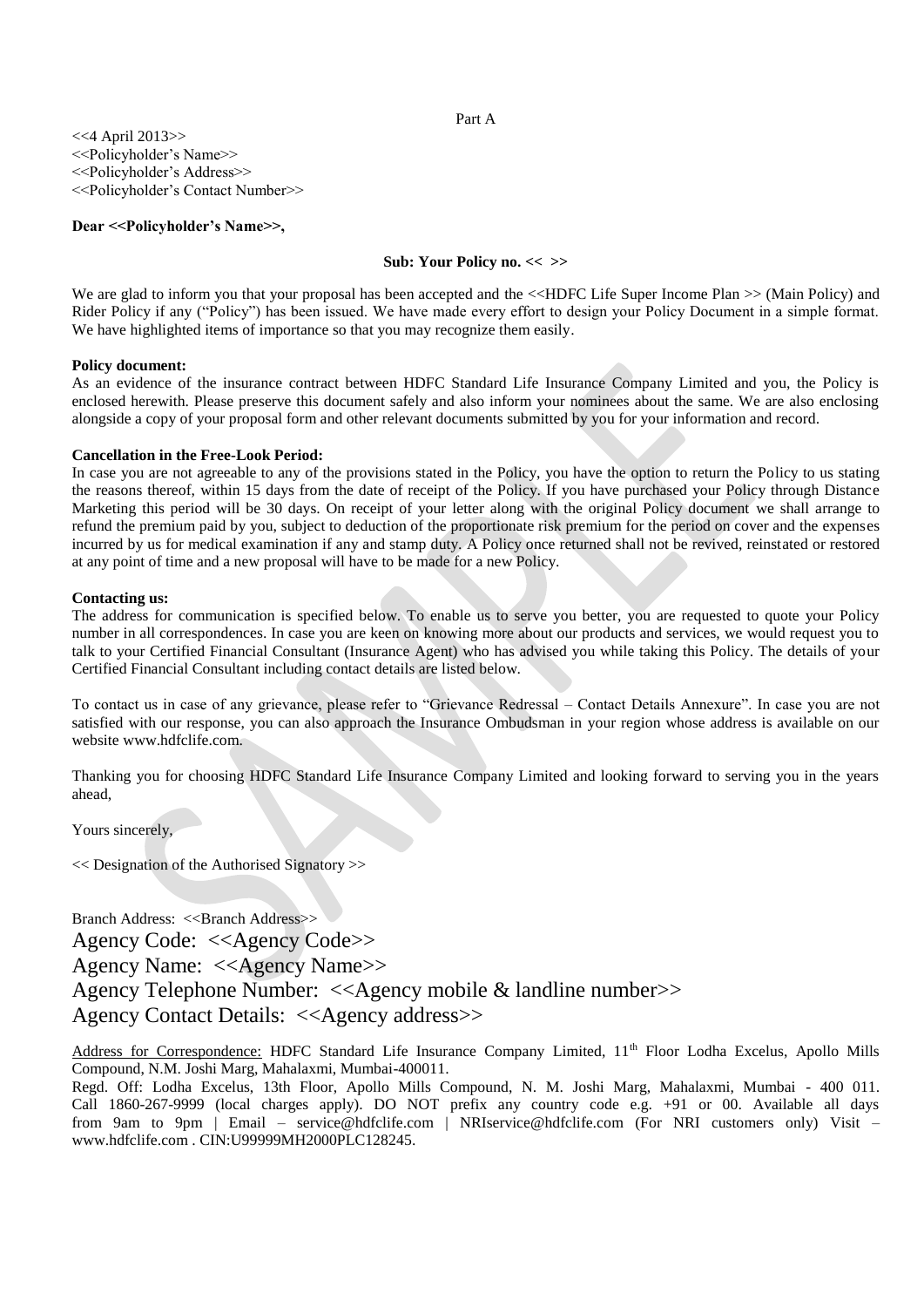Part A

<<4 April 2013>>
<<Policyholder's Name>>
<<Policyholder's Address>>
<<Policyholder's Contact Number>>

**Dear <<Policyholder's Name>>,**

**Sub: Your Policy no. << >>**

We are glad to inform you that your proposal has been accepted and the <<HDFC Life Super Income Plan >> (Main Policy) and Rider Policy if any ("Policy") has been issued. We have made every effort to design your Policy Document in a simple format. We have highlighted items of importance so that you may recognize them easily.

**Policy document:**
As an evidence of the insurance contract between HDFC Standard Life Insurance Company Limited and you, the Policy is enclosed herewith. Please preserve this document safely and also inform your nominees about the same. We are also enclosing alongside a copy of your proposal form and other relevant documents submitted by you for your information and record.

**Cancellation in the Free-Look Period:**
In case you are not agreeable to any of the provisions stated in the Policy, you have the option to return the Policy to us stating the reasons thereof, within 15 days from the date of receipt of the Policy. If you have purchased your Policy through Distance Marketing this period will be 30 days. On receipt of your letter along with the original Policy document we shall arrange to refund the premium paid by you, subject to deduction of the proportionate risk premium for the period on cover and the expenses incurred by us for medical examination if any and stamp duty. A Policy once returned shall not be revived, reinstated or restored at any point of time and a new proposal will have to be made for a new Policy.

**Contacting us:**
The address for communication is specified below. To enable us to serve you better, you are requested to quote your Policy number in all correspondences. In case you are keen on knowing more about our products and services, we would request you to talk to your Certified Financial Consultant (Insurance Agent) who has advised you while taking this Policy. The details of your Certified Financial Consultant including contact details are listed below.

To contact us in case of any grievance, please refer to "Grievance Redressal – Contact Details Annexure". In case you are not satisfied with our response, you can also approach the Insurance Ombudsman in your region whose address is available on our website www.hdfclife.com.

Thanking you for choosing HDFC Standard Life Insurance Company Limited and looking forward to serving you in the years ahead,

Yours sincerely,

<< Designation of the Authorised Signatory >>

Branch Address: <<Branch Address>>
Agency Code: <<Agency Code>>
Agency Name: <<Agency Name>>
Agency Telephone Number: <<Agency mobile & landline number>>
Agency Contact Details: <<Agency address>>

Address for Correspondence: HDFC Standard Life Insurance Company Limited, 11th Floor Lodha Excelus, Apollo Mills Compound, N.M. Joshi Marg, Mahalaxmi, Mumbai-400011.
Regd. Off: Lodha Excelus, 13th Floor, Apollo Mills Compound, N. M. Joshi Marg, Mahalaxmi, Mumbai - 400 011. Call 1860-267-9999 (local charges apply). DO NOT prefix any country code e.g. +91 or 00. Available all days from 9am to 9pm | Email – service@hdfclife.com | NRIservice@hdfclife.com (For NRI customers only) Visit – www.hdfclife.com . CIN:U99999MH2000PLC128245.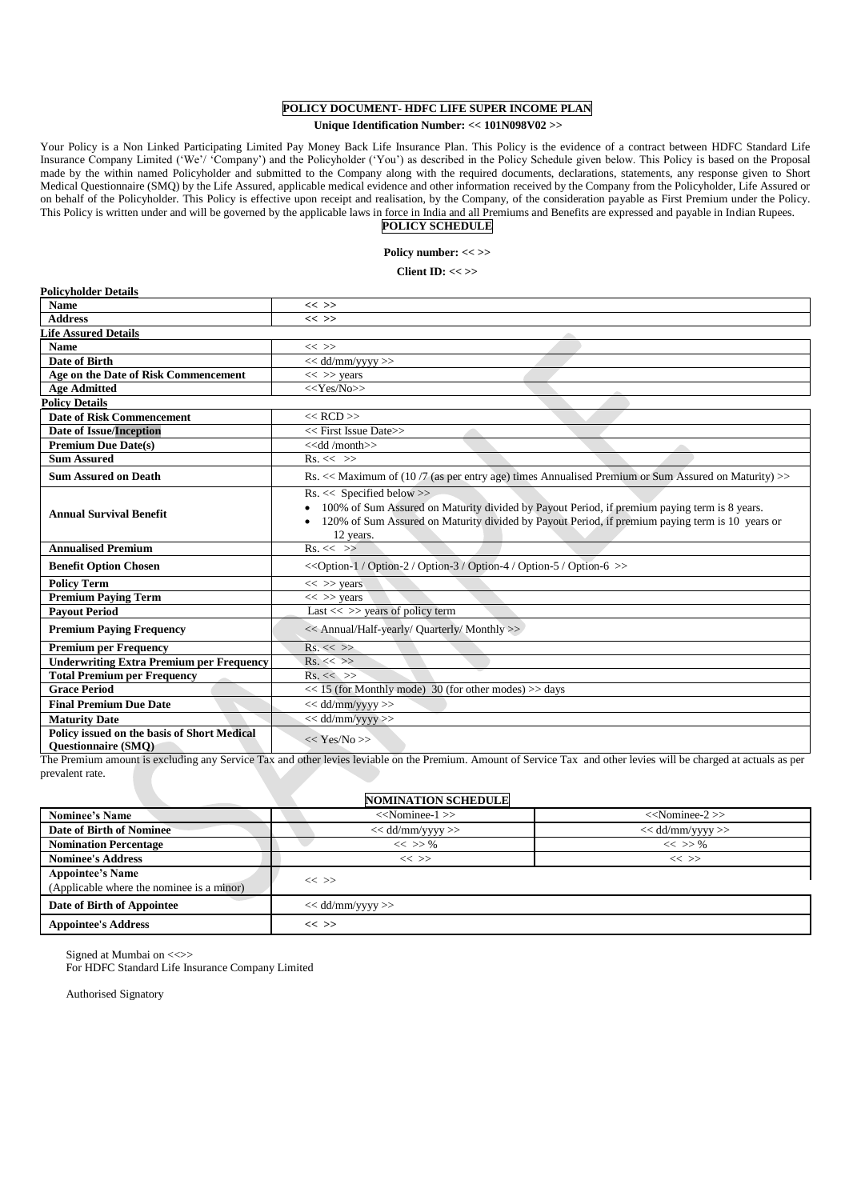# POLICY DOCUMENT- HDFC LIFE SUPER INCOME PLAN

**Unique Identification Number: << 101N098V02 >>**

Your Policy is a Non Linked Participating Limited Pay Money Back Life Insurance Plan. This Policy is the evidence of a contract between HDFC Standard Life Insurance Company Limited ('We'/ 'Company') and the Policyholder ('You') as described in the Policy Schedule given below. This Policy is based on the Proposal made by the within named Policyholder and submitted to the Company along with the required documents, declarations, statements, any response given to Short Medical Questionnaire (SMQ) by the Life Assured, applicable medical evidence and other information received by the Company from the Policyholder, Life Assured or on behalf of the Policyholder. This Policy is effective upon receipt and realisation, by the Company, of the consideration payable as First Premium under the Policy. This Policy is written under and will be governed by the applicable laws in force in India and all Premiums and Benefits are expressed and payable in Indian Rupees.

## POLICY SCHEDULE

**Policy number: << >>**

**Client ID: << >>**

**Policyholder Details**

| | |
|---|---|
| **Name** | << >> |
| **Address** | << >> |

**Life Assured Details**

| | |
|---|---|
| **Name** | << >> |
| **Date of Birth** | << dd/mm/yyyy >> |
| **Age on the Date of Risk Commencement** | << >> years |
| **Age Admitted** | <<Yes/No>> |

**Policy Details**

| | |
|---|---|
| **Date of Risk Commencement** | << RCD >> |
| **Date of Issue/Inception** | << First Issue Date>> |
| **Premium Due Date(s)** | <<dd /month>> |
| **Sum Assured** | Rs. << >> |
| **Sum Assured on Death** | Rs. << Maximum of (10 /7 (as per entry age) times Annualised Premium or Sum Assured on Maturity) >> |
| **Annual Survival Benefit** | Rs. << Specified below >> • 100% of Sum Assured on Maturity divided by Payout Period, if premium paying term is 8 years. • 120% of Sum Assured on Maturity divided by Payout Period, if premium paying term is 10 years or 12 years. |
| **Annualised Premium** | Rs. << >> |
| **Benefit Option Chosen** | <<Option-1 / Option-2 / Option-3 / Option-4 / Option-5 / Option-6 >> |
| **Policy Term** | << >> years |
| **Premium Paying Term** | << >> years |
| **Payout Period** | Last << >> years of policy term |
| **Premium Paying Frequency** | << Annual/Half-yearly/ Quarterly/ Monthly >> |
| **Premium per Frequency** | Rs. << >> |
| **Underwriting Extra Premium per Frequency** | Rs. << >> |
| **Total Premium per Frequency** | Rs. << >> |
| **Grace Period** | << 15 (for Monthly mode) 30 (for other modes) >> days |
| **Final Premium Due Date** | << dd/mm/yyyy >> |
| **Maturity Date** | << dd/mm/yyyy >> |
| **Policy issued on the basis of Short Medical Questionnaire (SMQ)** | << Yes/No >> |

The Premium amount is excluding any Service Tax and other levies leviable on the Premium. Amount of Service Tax and other levies will be charged at actuals as per prevalent rate.

## NOMINATION SCHEDULE

| | | |
|---|---|---|
| **Nominee's Name** | <<Nominee-1 >> | <<Nominee-2 >> |
| **Date of Birth of Nominee** | << dd/mm/yyyy >> | << dd/mm/yyyy >> |
| **Nomination Percentage** | << >> % | << >> % |
| **Nominee's Address** | << >> | << >> |
| **Appointee's Name** (Applicable where the nominee is a minor) | << >> | |
| **Date of Birth of Appointee** | << dd/mm/yyyy >> | |
| **Appointee's Address** | << >> | |

Signed at Mumbai on <<>>
For HDFC Standard Life Insurance Company Limited

Authorised Signatory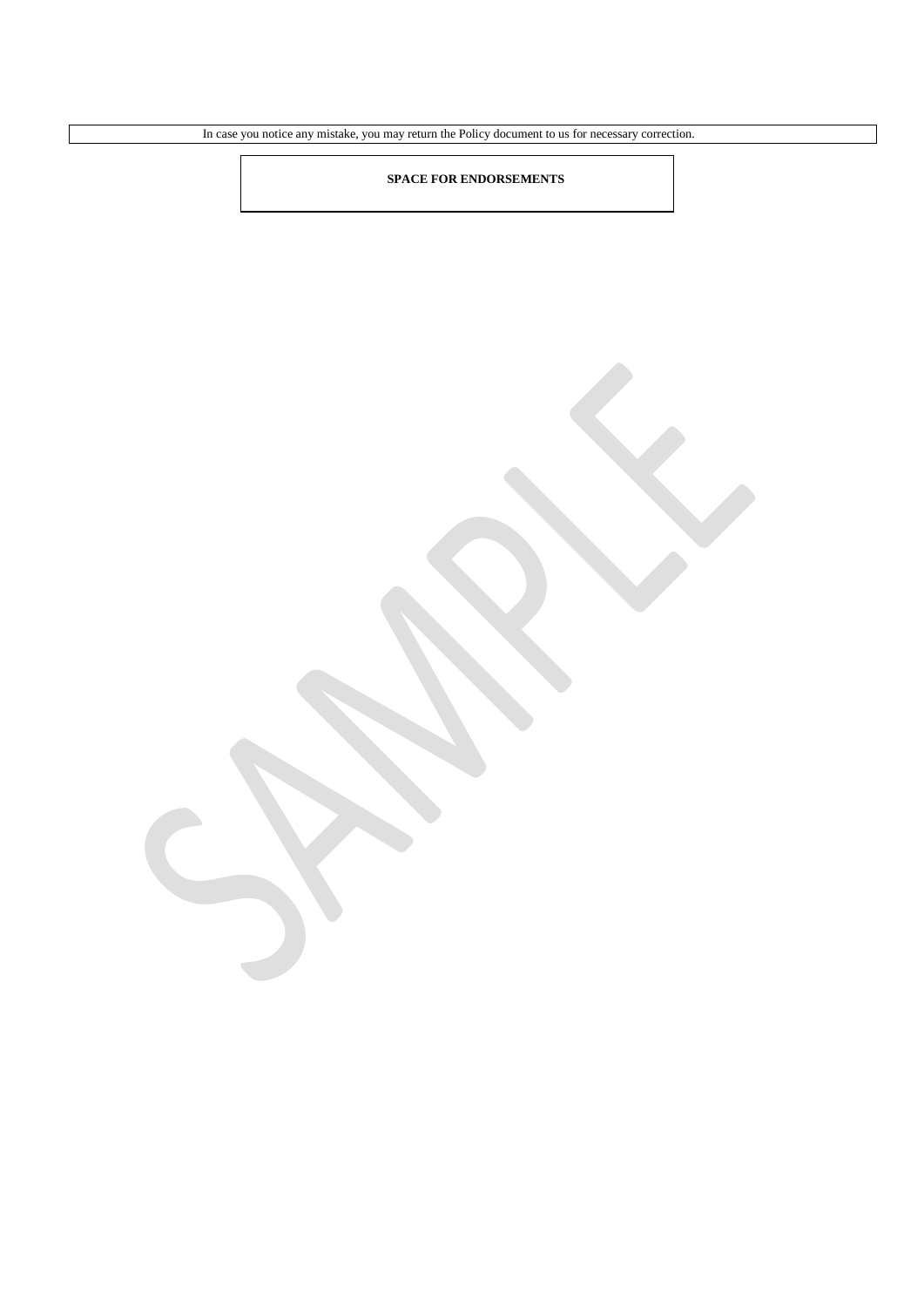In case you notice any mistake, you may return the Policy document to us for necessary correction.

**SPACE FOR ENDORSEMENTS**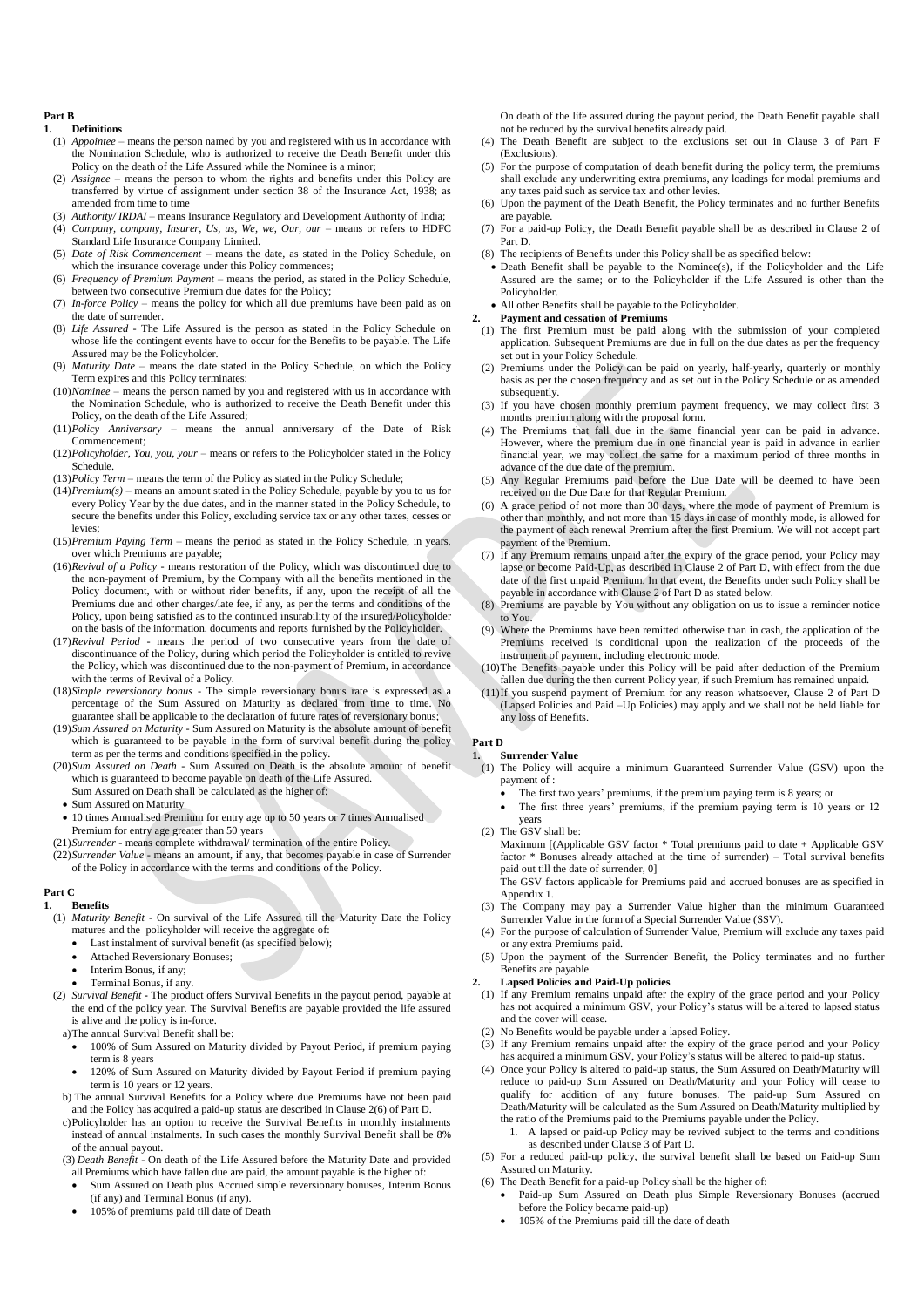## Part B

### 1. Definitions

(1) *Appointee* – means the person named by you and registered with us in accordance with the Nomination Schedule, who is authorized to receive the Death Benefit under this Policy on the death of the Life Assured while the Nominee is a minor;

(2) *Assignee* – means the person to whom the rights and benefits under this Policy are transferred by virtue of assignment under section 38 of the Insurance Act, 1938; as amended from time to time

(3) *Authority/ IRDAI* – means Insurance Regulatory and Development Authority of India;

(4) *Company, company, Insurer, Us, us, We, we, Our, our* – means or refers to HDFC Standard Life Insurance Company Limited.

(5) *Date of Risk Commencement* – means the date, as stated in the Policy Schedule, on which the insurance coverage under this Policy commences;

(6) *Frequency of Premium Payment* – means the period, as stated in the Policy Schedule, between two consecutive Premium due dates for the Policy;

(7) *In-force Policy* – means the policy for which all due premiums have been paid as on the date of surrender.

(8) *Life Assured* - The Life Assured is the person as stated in the Policy Schedule on whose life the contingent events have to occur for the Benefits to be payable. The Life Assured may be the Policyholder.

(9) *Maturity Date* – means the date stated in the Policy Schedule, on which the Policy Term expires and this Policy terminates;

(10) *Nominee* – means the person named by you and registered with us in accordance with the Nomination Schedule, who is authorized to receive the Death Benefit under this Policy, on the death of the Life Assured;

(11) *Policy Anniversary* – means the annual anniversary of the Date of Risk Commencement;

(12) *Policyholder, You, you, your* – means or refers to the Policyholder stated in the Policy Schedule.

(13) *Policy Term* – means the term of the Policy as stated in the Policy Schedule;

(14) *Premium(s)* – means an amount stated in the Policy Schedule, payable by you to us for every Policy Year by the due dates, and in the manner stated in the Policy Schedule, to secure the benefits under this Policy, excluding service tax or any other taxes, cesses or levies;

(15) *Premium Paying Term* – means the period as stated in the Policy Schedule, in years, over which Premiums are payable;

(16) *Revival of a Policy* - means restoration of the Policy, which was discontinued due to the non-payment of Premium, by the Company with all the benefits mentioned in the Policy document, with or without rider benefits, if any, upon the receipt of all the Premiums due and other charges/late fee, if any, as per the terms and conditions of the Policy, upon being satisfied as to the continued insurability of the insured/Policyholder on the basis of the information, documents and reports furnished by the Policyholder.

(17) *Revival Period* - means the period of two consecutive years from the date of discontinuance of the Policy, during which period the Policyholder is entitled to revive the Policy, which was discontinued due to the non-payment of Premium, in accordance with the terms of Revival of a Policy.

(18) *Simple reversionary bonus* - The simple reversionary bonus rate is expressed as a percentage of the Sum Assured on Maturity as declared from time to time. No guarantee shall be applicable to the declaration of future rates of reversionary bonus;

(19) *Sum Assured on Maturity* - Sum Assured on Maturity is the absolute amount of benefit which is guaranteed to be payable in the form of survival benefit during the policy term as per the terms and conditions specified in the policy.

(20) *Sum Assured on Death* - Sum Assured on Death is the absolute amount of benefit which is guaranteed to become payable on death of the Life Assured.
Sum Assured on Death shall be calculated as the higher of:
- Sum Assured on Maturity
- 10 times Annualised Premium for entry age up to 50 years or 7 times Annualised Premium for entry age greater than 50 years

(21) *Surrender* - means complete withdrawal/ termination of the entire Policy.

(22) *Surrender Value* - means an amount, if any, that becomes payable in case of Surrender of the Policy in accordance with the terms and conditions of the Policy.

## Part C

### 1. Benefits

(1) *Maturity Benefit* - On survival of the Life Assured till the Maturity Date the Policy matures and the policyholder will receive the aggregate of:
- Last instalment of survival benefit (as specified below);
- Attached Reversionary Bonuses;
- Interim Bonus, if any;
- Terminal Bonus, if any.

(2) *Survival Benefit* - The product offers Survival Benefits in the payout period, payable at the end of the policy year. The Survival Benefits are payable provided the life assured is alive and the policy is in-force.

a) The annual Survival Benefit shall be:
- 100% of Sum Assured on Maturity divided by Payout Period, if premium paying term is 8 years
- 120% of Sum Assured on Maturity divided by Payout Period if premium paying term is 10 years or 12 years.

b) The annual Survival Benefits for a Policy where due Premiums have not been paid and the Policy has acquired a paid-up status are described in Clause 2(6) of Part D.

c) Policyholder has an option to receive the Survival Benefits in monthly instalments instead of annual instalments. In such cases the monthly Survival Benefit shall be 8% of the annual payout.

(3) *Death Benefit* - On death of the Life Assured before the Maturity Date and provided all Premiums which have fallen due are paid, the amount payable is the higher of:
- Sum Assured on Death plus Accrued simple reversionary bonuses, Interim Bonus (if any) and Terminal Bonus (if any).
- 105% of premiums paid till date of Death

On death of the life assured during the payout period, the Death Benefit payable shall not be reduced by the survival benefits already paid.

(4) The Death Benefit are subject to the exclusions set out in Clause 3 of Part F (Exclusions).

(5) For the purpose of computation of death benefit during the policy term, the premiums shall exclude any underwriting extra premiums, any loadings for modal premiums and any taxes paid such as service tax and other levies.

(6) Upon the payment of the Death Benefit, the Policy terminates and no further Benefits are payable.

(7) For a paid-up Policy, the Death Benefit payable shall be as described in Clause 2 of Part D.

(8) The recipients of Benefits under this Policy shall be as specified below:
- Death Benefit shall be payable to the Nominee(s), if the Policyholder and the Life Assured are the same; or to the Policyholder if the Life Assured is other than the Policyholder.
- All other Benefits shall be payable to the Policyholder.

### 2. Payment and cessation of Premiums

(1) The first Premium must be paid along with the submission of your completed application. Subsequent Premiums are due in full on the due dates as per the frequency set out in your Policy Schedule.

(2) Premiums under the Policy can be paid on yearly, half-yearly, quarterly or monthly basis as per the chosen frequency and as set out in the Policy Schedule or as amended subsequently.

(3) If you have chosen monthly premium payment frequency, we may collect first 3 months premium along with the proposal form.

(4) The Premiums that fall due in the same financial year can be paid in advance. However, where the premium due in one financial year is paid in advance in earlier financial year, we may collect the same for a maximum period of three months in advance of the due date of the premium.

(5) Any Regular Premiums paid before the Due Date will be deemed to have been received on the Due Date for that Regular Premium.

(6) A grace period of not more than 30 days, where the mode of payment of Premium is other than monthly, and not more than 15 days in case of monthly mode, is allowed for the payment of each renewal Premium after the first Premium. We will not accept part payment of the Premium.

(7) If any Premium remains unpaid after the expiry of the grace period, your Policy may lapse or become Paid-Up, as described in Clause 2 of Part D, with effect from the due date of the first unpaid Premium. In that event, the Benefits under such Policy shall be payable in accordance with Clause 2 of Part D as stated below.

(8) Premiums are payable by You without any obligation on us to issue a reminder notice to You.

(9) Where the Premiums have been remitted otherwise than in cash, the application of the Premiums received is conditional upon the realization of the proceeds of the instrument of payment, including electronic mode.

(10) The Benefits payable under this Policy will be paid after deduction of the Premium fallen due during the then current Policy year, if such Premium has remained unpaid.

(11) If you suspend payment of Premium for any reason whatsoever, Clause 2 of Part D (Lapsed Policies and Paid –Up Policies) may apply and we shall not be held liable for any loss of Benefits.

## Part D

### 1. Surrender Value

(1) The Policy will acquire a minimum Guaranteed Surrender Value (GSV) upon the payment of :
- The first two years' premiums, if the premium paying term is 8 years; or
- The first three years' premiums, if the premium paying term is 10 years or 12 years

(2) The GSV shall be:
Maximum [(Applicable GSV factor * Total premiums paid to date + Applicable GSV factor * Bonuses already attached at the time of surrender) – Total survival benefits paid out till the date of surrender, 0]
The GSV factors applicable for Premiums paid and accrued bonuses are as specified in Appendix 1.

(3) The Company may pay a Surrender Value higher than the minimum Guaranteed Surrender Value in the form of a Special Surrender Value (SSV).

(4) For the purpose of calculation of Surrender Value, Premium will exclude any taxes paid or any extra Premiums paid.

(5) Upon the payment of the Surrender Benefit, the Policy terminates and no further Benefits are payable.

### 2. Lapsed Policies and Paid-Up policies

(1) If any Premium remains unpaid after the expiry of the grace period and your Policy has not acquired a minimum GSV, your Policy's status will be altered to lapsed status and the cover will cease.

(2) No Benefits would be payable under a lapsed Policy.

(3) If any Premium remains unpaid after the expiry of the grace period and your Policy has acquired a minimum GSV, your Policy's status will be altered to paid-up status.

(4) Once your Policy is altered to paid-up status, the Sum Assured on Death/Maturity will reduce to paid-up Sum Assured on Death/Maturity and your Policy will cease to qualify for addition of any future bonuses. The paid-up Sum Assured on Death/Maturity will be calculated as the Sum Assured on Death/Maturity multiplied by the ratio of the Premiums paid to the Premiums payable under the Policy.
   1. A lapsed or paid-up Policy may be revived subject to the terms and conditions as described under Clause 3 of Part D.

(5) For a reduced paid-up policy, the survival benefit shall be based on Paid-up Sum Assured on Maturity.

(6) The Death Benefit for a paid-up Policy shall be the higher of:
- Paid-up Sum Assured on Death plus Simple Reversionary Bonuses (accrued before the Policy became paid-up)
- 105% of the Premiums paid till the date of death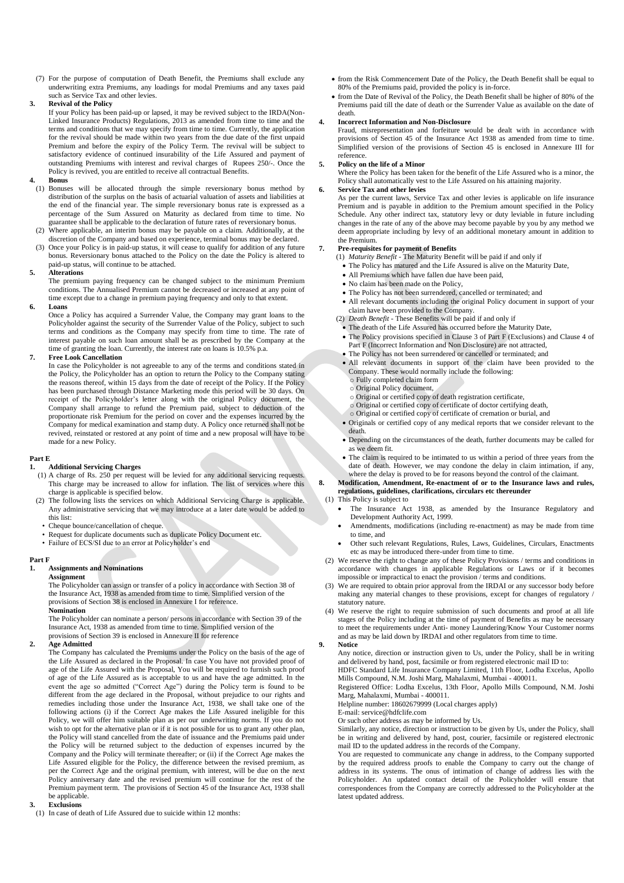(7) For the purpose of computation of Death Benefit, the Premiums shall exclude any underwriting extra Premiums, any loadings for modal Premiums and any taxes paid such as Service Tax and other levies.

**3. Revival of the Policy**

If your Policy has been paid-up or lapsed, it may be revived subject to the IRDA(Non-Linked Insurance Products) Regulations, 2013 as amended from time to time and the terms and conditions that we may specify from time to time. Currently, the application for the revival should be made within two years from the due date of the first unpaid Premium and before the expiry of the Policy Term. The revival will be subject to satisfactory evidence of continued insurability of the Life Assured and payment of outstanding Premiums with interest and revival charges of Rupees 250/-. Once the Policy is revived, you are entitled to receive all contractual Benefits.

**4. Bonus**

(1) Bonuses will be allocated through the simple reversionary bonus method by distribution of the surplus on the basis of actuarial valuation of assets and liabilities at the end of the financial year. The simple reversionary bonus rate is expressed as a percentage of the Sum Assured on Maturity as declared from time to time. No guarantee shall be applicable to the declaration of future rates of reversionary bonus.

(2) Where applicable, an interim bonus may be payable on a claim. Additionally, at the discretion of the Company and based on experience, terminal bonus may be declared.

(3) Once your Policy is in paid-up status, it will cease to qualify for addition of any future bonus. Reversionary bonus attached to the Policy on the date the Policy is altered to paid-up status, will continue to be attached.

**5. Alterations**

The premium paying frequency can be changed subject to the minimum Premium conditions. The Annualised Premium cannot be decreased or increased at any point of time except due to a change in premium paying frequency and only to that extent.

**6. Loans**

Once a Policy has acquired a Surrender Value, the Company may grant loans to the Policyholder against the security of the Surrender Value of the Policy, subject to such terms and conditions as the Company may specify from time to time. The rate of interest payable on such loan amount shall be as prescribed by the Company at the time of granting the loan. Currently, the interest rate on loans is 10.5% p.a.

**7. Free Look Cancellation**

In case the Policyholder is not agreeable to any of the terms and conditions stated in the Policy, the Policyholder has an option to return the Policy to the Company stating the reasons thereof, within 15 days from the date of receipt of the Policy. If the Policy has been purchased through Distance Marketing mode this period will be 30 days. On receipt of the Policyholder's letter along with the original Policy document, the Company shall arrange to refund the Premium paid, subject to deduction of the proportionate risk Premium for the period on cover and the expenses incurred by the Company for medical examination and stamp duty. A Policy once returned shall not be revived, reinstated or restored at any point of time and a new proposal will have to be made for a new Policy.

## Part E

**1. Additional Servicing Charges**

(1) A charge of Rs. 250 per request will be levied for any additional servicing requests. This charge may be increased to allow for inflation. The list of services where this charge is applicable is specified below.

(2) The following lists the services on which Additional Servicing Charge is applicable. Any administrative servicing that we may introduce at a later date would be added to this list:

- Cheque bounce/cancellation of cheque.
- Request for duplicate documents such as duplicate Policy Document etc.
- Failure of ECS/SI due to an error at Policyholder's end

## Part F

**1. Assignments and Nominations**

**Assignment**

The Policyholder can assign or transfer of a policy in accordance with Section 38 of the Insurance Act, 1938 as amended from time to time. Simplified version of the provisions of Section 38 is enclosed in Annexure I for reference.

**Nomination**

The Policyholder can nominate a person/ persons in accordance with Section 39 of the Insurance Act, 1938 as amended from time to time. Simplified version of the provisions of Section 39 is enclosed in Annexure II for reference

**2. Age Admitted**

The Company has calculated the Premiums under the Policy on the basis of the age of the Life Assured as declared in the Proposal. In case You have not provided proof of age of the Life Assured with the Proposal, You will be required to furnish such proof of age of the Life Assured as is acceptable to us and have the age admitted. In the event the age so admitted ("Correct Age") during the Policy term is found to be different from the age declared in the Proposal, without prejudice to our rights and remedies including those under the Insurance Act, 1938, we shall take one of the following actions (i) if the Correct Age makes the Life Assured ineligible for this Policy, we will offer him suitable plan as per our underwriting norms. If you do not wish to opt for the alternative plan or if it is not possible for us to grant any other plan, the Policy will stand cancelled from the date of issuance and the Premiums paid under the Policy will be returned subject to the deduction of expenses incurred by the Company and the Policy will terminate thereafter; or (ii) if the Correct Age makes the Life Assured eligible for the Policy, the difference between the revised premium, as per the Correct Age and the original premium, with interest, will be due on the next Policy anniversary date and the revised premium will continue for the rest of the Premium payment term. The provisions of Section 45 of the Insurance Act, 1938 shall be applicable.

**3. Exclusions**

(1) In case of death of Life Assured due to suicide within 12 months:

- from the Risk Commencement Date of the Policy, the Death Benefit shall be equal to 80% of the Premiums paid, provided the policy is in-force.
- from the Date of Revival of the Policy, the Death Benefit shall be higher of 80% of the Premiums paid till the date of death or the Surrender Value as available on the date of death.

**4. Incorrect Information and Non-Disclosure**

Fraud, misrepresentation and forfeiture would be dealt with in accordance with provisions of Section 45 of the Insurance Act 1938 as amended from time to time. Simplified version of the provisions of Section 45 is enclosed in Annexure III for reference.

**5. Policy on the life of a Minor**

Where the Policy has been taken for the benefit of the Life Assured who is a minor, the Policy shall automatically vest to the Life Assured on his attaining majority.

**6. Service Tax and other levies**

As per the current laws, Service Tax and other levies is applicable on life insurance Premium and is payable in addition to the Premium amount specified in the Policy Schedule. Any other indirect tax, statutory levy or duty leviable in future including changes in the rate of any of the above may become payable by you by any method we deem appropriate including by levy of an additional monetary amount in addition to the Premium.

**7. Pre-requisites for payment of Benefits**

(1) *Maturity Benefit* - The Maturity Benefit will be paid if and only if

- The Policy has matured and the Life Assured is alive on the Maturity Date,
- All Premiums which have fallen due have been paid,
- No claim has been made on the Policy,
- The Policy has not been surrendered, cancelled or terminated; and
- All relevant documents including the original Policy document in support of your claim have been provided to the Company.

(2) *Death Benefit* - These Benefits will be paid if and only if

- The death of the Life Assured has occurred before the Maturity Date,
- The Policy provisions specified in Clause 3 of Part F (Exclusions) and Clause 4 of Part F (Incorrect Information and Non Disclosure) are not attracted,
- The Policy has not been surrendered or cancelled or terminated; and
- All relevant documents in support of the claim have been provided to the Company. These would normally include the following:
  - Fully completed claim form
  - Original Policy document,
  - Original or certified copy of death registration certificate,
  - Original or certified copy of certificate of doctor certifying death,
  - Original or certified copy of certificate of cremation or burial, and
- Originals or certified copy of any medical reports that we consider relevant to the death.
- Depending on the circumstances of the death, further documents may be called for as we deem fit.
- The claim is required to be intimated to us within a period of three years from the date of death. However, we may condone the delay in claim intimation, if any, where the delay is proved to be for reasons beyond the control of the claimant.

**8. Modification, Amendment, Re-enactment of or to the Insurance laws and rules, regulations, guidelines, clarifications, circulars etc thereunder**

(1) This Policy is subject to

- The Insurance Act 1938, as amended by the Insurance Regulatory and Development Authority Act, 1999.
- Amendments, modifications (including re-enactment) as may be made from time to time, and
- Other such relevant Regulations, Rules, Laws, Guidelines, Circulars, Enactments etc as may be introduced there-under from time to time.

(2) We reserve the right to change any of these Policy Provisions / terms and conditions in accordance with changes in applicable Regulations or Laws or if it becomes impossible or impractical to enact the provision / terms and conditions.

(3) We are required to obtain prior approval from the IRDAI or any successor body before making any material changes to these provisions, except for changes of regulatory / statutory nature.

(4) We reserve the right to require submission of such documents and proof at all life stages of the Policy including at the time of payment of Benefits as may be necessary to meet the requirements under Anti- money Laundering/Know Your Customer norms and as may be laid down by IRDAI and other regulators from time to time.

**9. Notice**

Any notice, direction or instruction given to Us, under the Policy, shall be in writing and delivered by hand, post, facsimile or from registered electronic mail ID to:

HDFC Standard Life Insurance Company Limited, 11th Floor, Lodha Excelus, Apollo Mills Compound, N.M. Joshi Marg, Mahalaxmi, Mumbai - 400011.

Registered Office: Lodha Excelus, 13th Floor, Apollo Mills Compound, N.M. Joshi Marg, Mahalaxmi, Mumbai - 400011.

Helpline number: 18602679999 (Local charges apply)

E-mail: service@hdfclife.com

Or such other address as may be informed by Us.

Similarly, any notice, direction or instruction to be given by Us, under the Policy, shall be in writing and delivered by hand, post, courier, facsimile or registered electronic mail ID to the updated address in the records of the Company.

You are requested to communicate any change in address, to the Company supported by the required address proofs to enable the Company to carry out the change of address in its systems. The onus of intimation of change of address lies with the Policyholder. An updated contact detail of the Policyholder will ensure that correspondences from the Company are correctly addressed to the Policyholder at the latest updated address.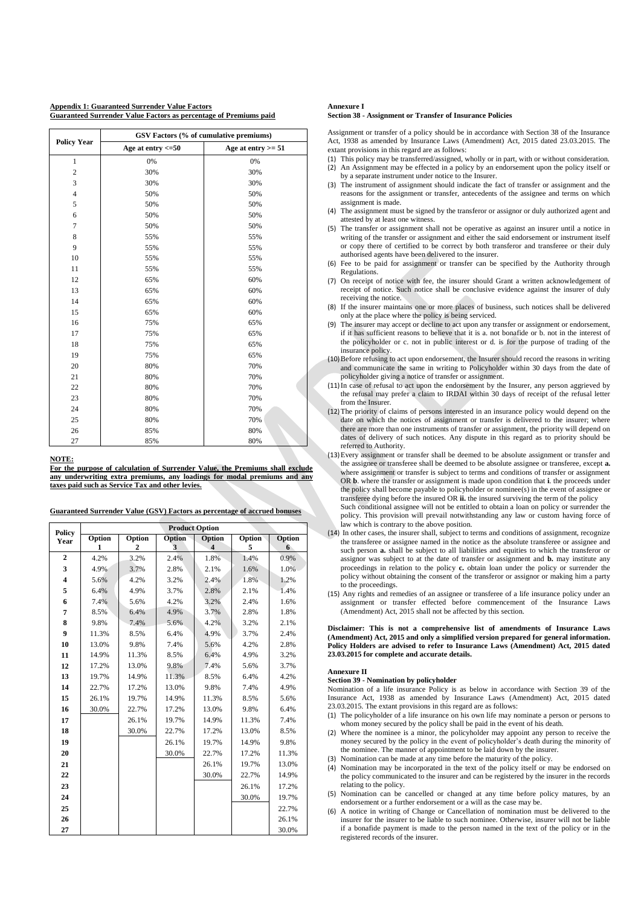**Appendix 1: Guaranteed Surrender Value Factors**
**Guaranteed Surrender Value Factors as percentage of Premiums paid**

| Policy Year | GSV Factors (% of cumulative premiums) | |
|---|---|---|
| | Age at entry <=50 | Age at entry >= 51 |
| 1 | 0% | 0% |
| 2 | 30% | 30% |
| 3 | 30% | 30% |
| 4 | 50% | 50% |
| 5 | 50% | 50% |
| 6 | 50% | 50% |
| 7 | 50% | 50% |
| 8 | 55% | 55% |
| 9 | 55% | 55% |
| 10 | 55% | 55% |
| 11 | 55% | 55% |
| 12 | 65% | 60% |
| 13 | 65% | 60% |
| 14 | 65% | 60% |
| 15 | 65% | 60% |
| 16 | 75% | 65% |
| 17 | 75% | 65% |
| 18 | 75% | 65% |
| 19 | 75% | 65% |
| 20 | 80% | 70% |
| 21 | 80% | 70% |
| 22 | 80% | 70% |
| 23 | 80% | 70% |
| 24 | 80% | 70% |
| 25 | 80% | 70% |
| 26 | 85% | 80% |
| 27 | 85% | 80% |

**NOTE:**
**For the purpose of calculation of Surrender Value, the Premiums shall exclude any underwriting extra premiums, any loadings for modal premiums and any taxes paid such as Service Tax and other levies.**

**Guaranteed Surrender Value (GSV) Factors as percentage of accrued bonuses**

| Policy Year | Product Option | | | | | |
|---|---|---|---|---|---|---|
| | Option 1 | Option 2 | Option 3 | Option 4 | Option 5 | Option 6 |
| **2** | 4.2% | 3.2% | 2.4% | 1.8% | 1.4% | 0.9% |
| **3** | 4.9% | 3.7% | 2.8% | 2.1% | 1.6% | 1.0% |
| **4** | 5.6% | 4.2% | 3.2% | 2.4% | 1.8% | 1.2% |
| **5** | 6.4% | 4.9% | 3.7% | 2.8% | 2.1% | 1.4% |
| **6** | 7.4% | 5.6% | 4.2% | 3.2% | 2.4% | 1.6% |
| **7** | 8.5% | 6.4% | 4.9% | 3.7% | 2.8% | 1.8% |
| **8** | 9.8% | 7.4% | 5.6% | 4.2% | 3.2% | 2.1% |
| **9** | 11.3% | 8.5% | 6.4% | 4.9% | 3.7% | 2.4% |
| **10** | 13.0% | 9.8% | 7.4% | 5.6% | 4.2% | 2.8% |
| **11** | 14.9% | 11.3% | 8.5% | 6.4% | 4.9% | 3.2% |
| **12** | 17.2% | 13.0% | 9.8% | 7.4% | 5.6% | 3.7% |
| **13** | 19.7% | 14.9% | 11.3% | 8.5% | 6.4% | 4.2% |
| **14** | 22.7% | 17.2% | 13.0% | 9.8% | 7.4% | 4.9% |
| **15** | 26.1% | 19.7% | 14.9% | 11.3% | 8.5% | 5.6% |
| **16** | 30.0% | 22.7% | 17.2% | 13.0% | 9.8% | 6.4% |
| **17** | | 26.1% | 19.7% | 14.9% | 11.3% | 7.4% |
| **18** | | 30.0% | 22.7% | 17.2% | 13.0% | 8.5% |
| **19** | | | 26.1% | 19.7% | 14.9% | 9.8% |
| **20** | | | 30.0% | 22.7% | 17.2% | 11.3% |
| **21** | | | | 26.1% | 19.7% | 13.0% |
| **22** | | | | 30.0% | 22.7% | 14.9% |
| **23** | | | | | 26.1% | 17.2% |
| **24** | | | | | 30.0% | 19.7% |
| **25** | | | | | | 22.7% |
| **26** | | | | | | 26.1% |
| **27** | | | | | | 30.0% |

**Annexure I**
**Section 38 - Assignment or Transfer of Insurance Policies**

Assignment or transfer of a policy should be in accordance with Section 38 of the Insurance Act, 1938 as amended by Insurance Laws (Amendment) Act, 2015 dated 23.03.2015. The extant provisions in this regard are as follows:

(1) This policy may be transferred/assigned, wholly or in part, with or without consideration.
(2) An Assignment may be effected in a policy by an endorsement upon the policy itself or by a separate instrument under notice to the Insurer.
(3) The instrument of assignment should indicate the fact of transfer or assignment and the reasons for the assignment or transfer, antecedents of the assignee and terms on which assignment is made.
(4) The assignment must be signed by the transferor or assignor or duly authorized agent and attested by at least one witness.
(5) The transfer or assignment shall not be operative as against an insurer until a notice in writing of the transfer or assignment and either the said endorsement or instrument itself or copy there of certified to be correct by both transferor and transferee or their duly authorised agents have been delivered to the insurer.
(6) Fee to be paid for assignment or transfer can be specified by the Authority through Regulations.
(7) On receipt of notice with fee, the insurer should Grant a written acknowledgement of receipt of notice. Such notice shall be conclusive evidence against the insurer of duly receiving the notice.
(8) If the insurer maintains one or more places of business, such notices shall be delivered only at the place where the policy is being serviced.
(9) The insurer may accept or decline to act upon any transfer or assignment or endorsement, if it has sufficient reasons to believe that it is a. not bonafide or b. not in the interest of the policyholder or c. not in public interest or d. is for the purpose of trading of the insurance policy.
(10) Before refusing to act upon endorsement, the Insurer should record the reasons in writing and communicate the same in writing to Policyholder within 30 days from the date of policyholder giving a notice of transfer or assignment.
(11) In case of refusal to act upon the endorsement by the Insurer, any person aggrieved by the refusal may prefer a claim to IRDAI within 30 days of receipt of the refusal letter from the Insurer.
(12) The priority of claims of persons interested in an insurance policy would depend on the date on which the notices of assignment or transfer is delivered to the insurer; where there are more than one instruments of transfer or assignment, the priority will depend on dates of delivery of such notices. Any dispute in this regard as to priority should be referred to Authority.
(13) Every assignment or transfer shall be deemed to be absolute assignment or transfer and the assignee or transferee shall be deemed to be absolute assignee or transferee, except **a.** where assignment or transfer is subject to terms and conditions of transfer or assignment OR **b**. where the transfer or assignment is made upon condition that **i**. the proceeds under the policy shall become payable to policyholder or nominee(s) in the event of assignee or transferee dying before the insured OR **ii.** the insured surviving the term of the policy
Such conditional assignee will not be entitled to obtain a loan on policy or surrender the policy. This provision will prevail notwithstanding any law or custom having force of law which is contrary to the above position.
(14) In other cases, the insurer shall, subject to terms and conditions of assignment, recognize the transferee or assignee named in the notice as the absolute transferee or assignee and such person **a.** shall be subject to all liabilities and equities to which the transferor or assignor was subject to at the date of transfer or assignment and **b.** may institute any proceedings in relation to the policy **c.** obtain loan under the policy or surrender the policy without obtaining the consent of the transferor or assignor or making him a party to the proceedings.
(15) Any rights and remedies of an assignee or transferee of a life insurance policy under an assignment or transfer effected before commencement of the Insurance Laws (Amendment) Act, 2015 shall not be affected by this section.

**Disclaimer: This is not a comprehensive list of amendments of Insurance Laws (Amendment) Act, 2015 and only a simplified version prepared for general information. Policy Holders are advised to refer to Insurance Laws (Amendment) Act, 2015 dated 23.03.2015 for complete and accurate details.**

**Annexure II**
**Section 39 - Nomination by policyholder**

Nomination of a life insurance Policy is as below in accordance with Section 39 of the Insurance Act, 1938 as amended by Insurance Laws (Amendment) Act, 2015 dated 23.03.2015. The extant provisions in this regard are as follows:

(1) The policyholder of a life insurance on his own life may nominate a person or persons to whom money secured by the policy shall be paid in the event of his death.
(2) Where the nominee is a minor, the policyholder may appoint any person to receive the money secured by the policy in the event of policyholder's death during the minority of the nominee. The manner of appointment to be laid down by the insurer.
(3) Nomination can be made at any time before the maturity of the policy.
(4) Nomination may be incorporated in the text of the policy itself or may be endorsed on the policy communicated to the insurer and can be registered by the insurer in the records relating to the policy.
(5) Nomination can be cancelled or changed at any time before policy matures, by an endorsement or a further endorsement or a will as the case may be.
(6) A notice in writing of Change or Cancellation of nomination must be delivered to the insurer for the insurer to be liable to such nominee. Otherwise, insurer will not be liable if a bonafide payment is made to the person named in the text of the policy or in the registered records of the insurer.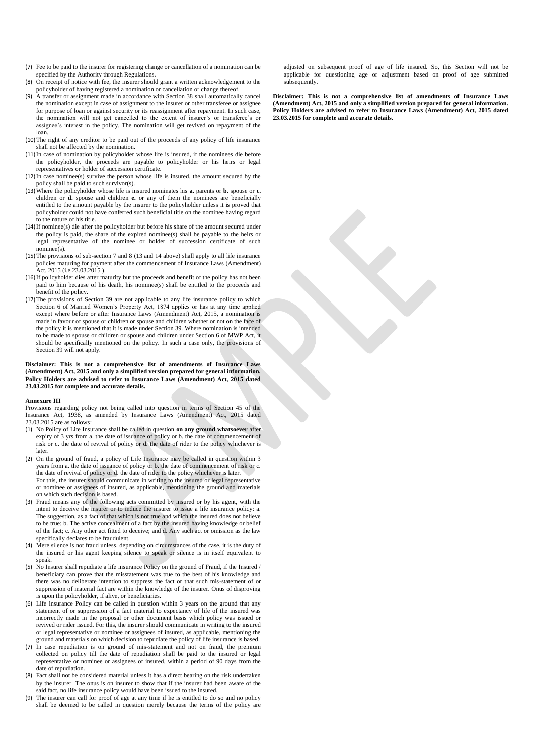(7) Fee to be paid to the insurer for registering change or cancellation of a nomination can be specified by the Authority through Regulations.

(8) On receipt of notice with fee, the insurer should grant a written acknowledgement to the policyholder of having registered a nomination or cancellation or change thereof.

(9) A transfer or assignment made in accordance with Section 38 shall automatically cancel the nomination except in case of assignment to the insurer or other transferee or assignee for purpose of loan or against security or its reassignment after repayment. In such case, the nomination will not get cancelled to the extent of insurer's or transferee's or assignee's interest in the policy. The nomination will get revived on repayment of the loan.

(10) The right of any creditor to be paid out of the proceeds of any policy of life insurance shall not be affected by the nomination.

(11) In case of nomination by policyholder whose life is insured, if the nominees die before the policyholder, the proceeds are payable to policyholder or his heirs or legal representatives or holder of succession certificate.

(12) In case nominee(s) survive the person whose life is insured, the amount secured by the policy shall be paid to such survivor(s).

(13) Where the policyholder whose life is insured nominates his **a.** parents or **b.** spouse or **c.** children or **d.** spouse and children **e.** or any of them the nominees are beneficially entitled to the amount payable by the insurer to the policyholder unless it is proved that policyholder could not have conferred such beneficial title on the nominee having regard to the nature of his title.

(14) If nominee(s) die after the policyholder but before his share of the amount secured under the policy is paid, the share of the expired nominee(s) shall be payable to the heirs or legal representative of the nominee or holder of succession certificate of such nominee(s).

(15) The provisions of sub-section 7 and 8 (13 and 14 above) shall apply to all life insurance policies maturing for payment after the commencement of Insurance Laws (Amendment) Act, 2015 (i.e 23.03.2015 ).

(16) If policyholder dies after maturity but the proceeds and benefit of the policy has not been paid to him because of his death, his nominee(s) shall be entitled to the proceeds and benefit of the policy.

(17) The provisions of Section 39 are not applicable to any life insurance policy to which Section 6 of Married Women's Property Act, 1874 applies or has at any time applied except where before or after Insurance Laws (Amendment) Act, 2015, a nomination is made in favour of spouse or children or spouse and children whether or not on the face of the policy it is mentioned that it is made under Section 39. Where nomination is intended to be made to spouse or children or spouse and children under Section 6 of MWP Act, it should be specifically mentioned on the policy. In such a case only, the provisions of Section 39 will not apply.

**Disclaimer: This is not a comprehensive list of amendments of Insurance Laws (Amendment) Act, 2015 and only a simplified version prepared for general information. Policy Holders are advised to refer to Insurance Laws (Amendment) Act, 2015 dated 23.03.2015 for complete and accurate details.**

**Annexure III**

Provisions regarding policy not being called into question in terms of Section 45 of the Insurance Act, 1938, as amended by Insurance Laws (Amendment) Act, 2015 dated 23.03.2015 are as follows:

(1) No Policy of Life Insurance shall be called in question **on any ground whatsoever** after expiry of 3 yrs from a. the date of issuance of policy or b. the date of commencement of risk or c. the date of revival of policy or d. the date of rider to the policy whichever is later.

(2) On the ground of fraud, a policy of Life Insurance may be called in question within 3 years from a. the date of issuance of policy or b. the date of commencement of risk or c. the date of revival of policy or d. the date of rider to the policy whichever is later.
For this, the insurer should communicate in writing to the insured or legal representative or nominee or assignees of insured, as applicable, mentioning the ground and materials on which such decision is based.

(3) Fraud means any of the following acts committed by insured or by his agent, with the intent to deceive the insurer or to induce the insurer to issue a life insurance policy: a. The suggestion, as a fact of that which is not true and which the insured does not believe to be true; b. The active concealment of a fact by the insured having knowledge or belief of the fact; c. Any other act fitted to deceive; and d. Any such act or omission as the law specifically declares to be fraudulent.

(4) Mere silence is not fraud unless, depending on circumstances of the case, it is the duty of the insured or his agent keeping silence to speak or silence is in itself equivalent to speak.

(5) No Insurer shall repudiate a life insurance Policy on the ground of Fraud, if the Insured / beneficiary can prove that the misstatement was true to the best of his knowledge and there was no deliberate intention to suppress the fact or that such mis-statement of or suppression of material fact are within the knowledge of the insurer. Onus of disproving is upon the policyholder, if alive, or beneficiaries.

(6) Life insurance Policy can be called in question within 3 years on the ground that any statement of or suppression of a fact material to expectancy of life of the insured was incorrectly made in the proposal or other document basis which policy was issued or revived or rider issued. For this, the insurer should communicate in writing to the insured or legal representative or nominee or assignees of insured, as applicable, mentioning the ground and materials on which decision to repudiate the policy of life insurance is based.

(7) In case repudiation is on ground of mis-statement and not on fraud, the premium collected on policy till the date of repudiation shall be paid to the insured or legal representative or nominee or assignees of insured, within a period of 90 days from the date of repudiation.

(8) Fact shall not be considered material unless it has a direct bearing on the risk undertaken by the insurer. The onus is on insurer to show that if the insurer had been aware of the said fact, no life insurance policy would have been issued to the insured.

(9) The insurer can call for proof of age at any time if he is entitled to do so and no policy shall be deemed to be called in question merely because the terms of the policy are adjusted on subsequent proof of age of life insured. So, this Section will not be applicable for questioning age or adjustment based on proof of age submitted subsequently.

**Disclaimer: This is not a comprehensive list of amendments of Insurance Laws (Amendment) Act, 2015 and only a simplified version prepared for general information. Policy Holders are advised to refer to Insurance Laws (Amendment) Act, 2015 dated 23.03.2015 for complete and accurate details.**